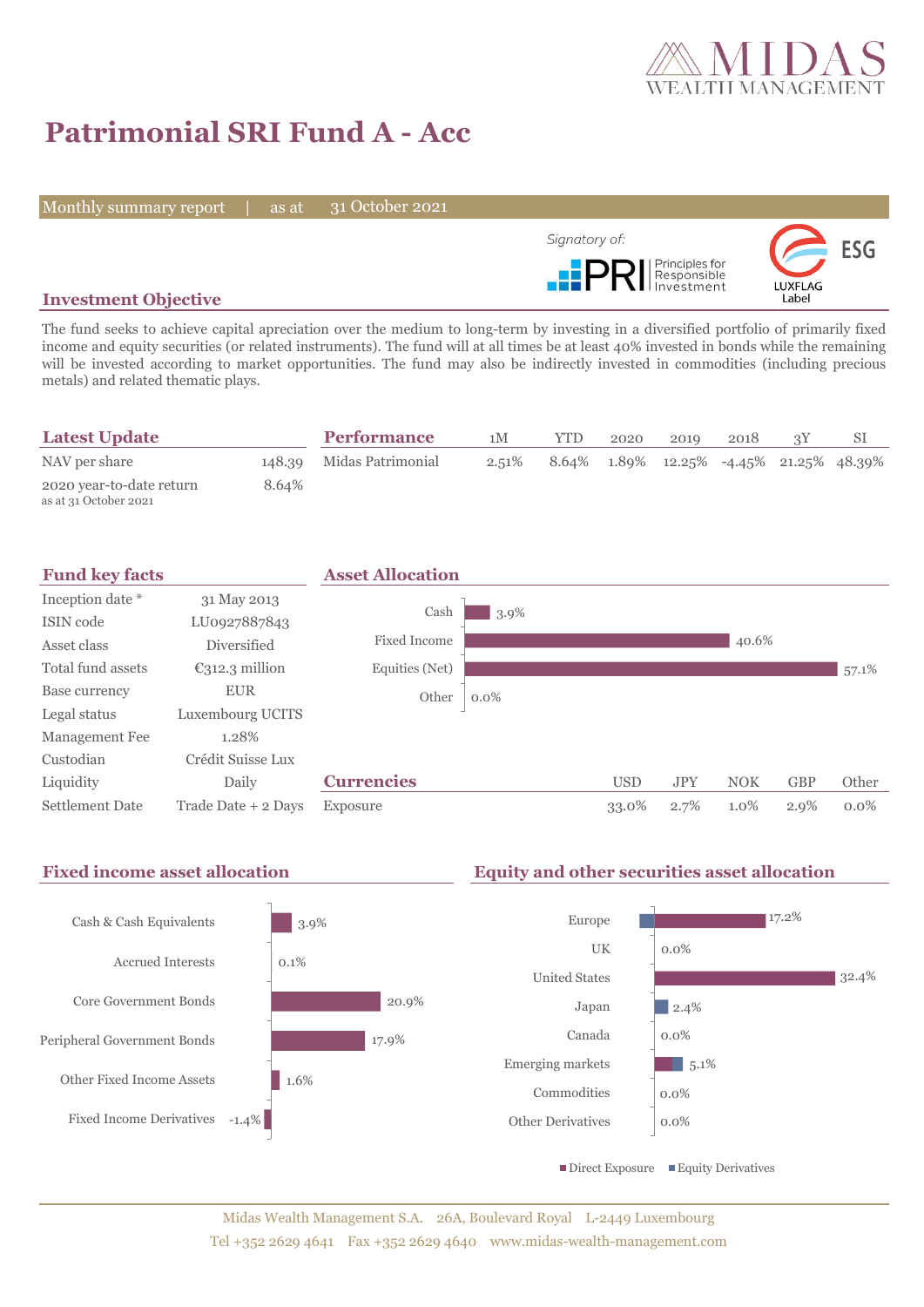# Patrimonial SRI Fund A - Acc

Monthly summary report | as at 31 October 2021

Signatory of: PRI Principles for Responsible Investment

LUXFLAG Label ESG

## Investment Objective

The fund seeks to achieve capital apreciation over the medium to long-term by investing in a diversified portfolio of primarily fixed income and equity securities (or related instruments). The fund will at all times be at least 40% invested in bonds while the remaining will be invested according to market opportunities. The fund may also be indirectly invested in commodities (including precious metals) and related thematic plays.

## Latest Update

| | |
|---|---|
| NAV per share | 148.39 |
| 2020 year-to-date return<br>as at 31 October 2021 | 8.64% |

## Performance

| | 1M | YTD | 2020 | 2019 | 2018 | 3Y | SI |
|---|---|---|---|---|---|---|---|
| Midas Patrimonial | 2.51% | 8.64% | 1.89% | 12.25% | -4.45% | 21.25% | 48.39% |

## Fund key facts

| | |
|---|---|
| Inception date * | 31 May 2013 |
| ISIN code | LU0927887843 |
| Asset class | Diversified |
| Total fund assets | €312.3 million |
| Base currency | EUR |
| Legal status | Luxembourg UCITS |
| Management Fee | 1.28% |
| Custodian | Crédit Suisse Lux |
| Liquidity | Daily |
| Settlement Date | Trade Date + 2 Days |

## Asset Allocation

| | |
|---|---|
| Cash | 3.9% |
| Fixed Income | 40.6% |
| Equities (Net) | 57.1% |
| Other | 0.0% |

## Currencies

| | USD | JPY | NOK | GBP | Other |
|---|---|---|---|---|---|
| Exposure | 33.0% | 2.7% | 1.0% | 2.9% | 0.0% |

## Fixed income asset allocation

| | |
|---|---|
| Cash & Cash Equivalents | 3.9% |
| Accrued Interests | 0.1% |
| Core Government Bonds | 20.9% |
| Peripheral Government Bonds | 17.9% |
| Other Fixed Income Assets | 1.6% |
| Fixed Income Derivatives | -1.4% |

## Equity and other securities asset allocation

| | |
|---|---|
| Europe | 17.2% |
| UK | 0.0% |
| United States | 32.4% |
| Japan | 2.4% |
| Canada | 0.0% |
| Emerging markets | 5.1% |
| Commodities | 0.0% |
| Other Derivatives | 0.0% |

■ Direct Exposure ■ Equity Derivatives

Midas Wealth Management S.A. 26A, Boulevard Royal L-2449 Luxembourg
Tel +352 2629 4641 Fax +352 2629 4640 www.midas-wealth-management.com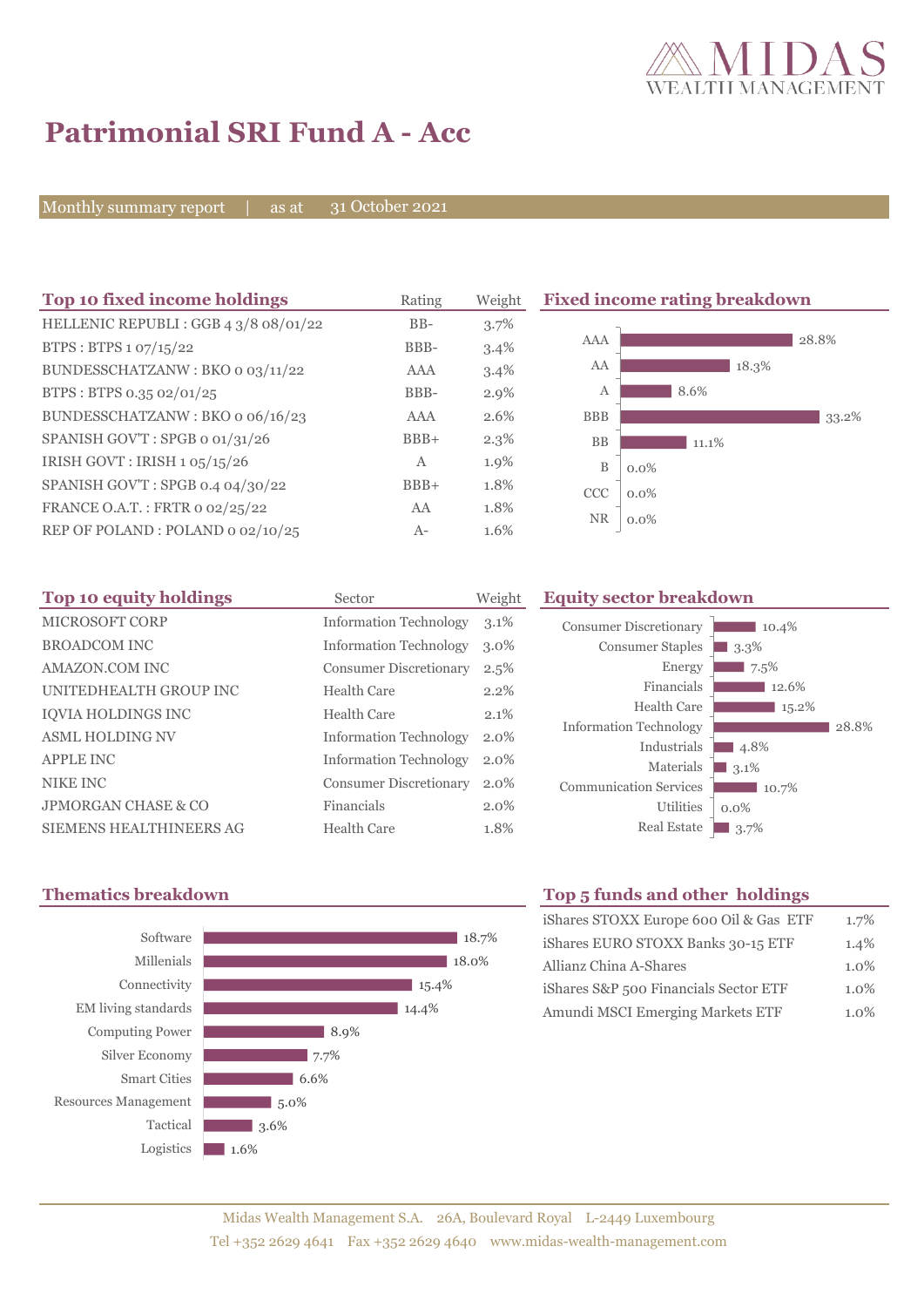# Patrimonial SRI Fund A - Acc

Monthly summary report | as at 31 October 2021

## Top 10 fixed income holdings

| Top 10 fixed income holdings | Rating | Weight |
|---|---|---|
| HELLENIC REPUBLI : GGB 4 3/8 08/01/22 | BB- | 3.7% |
| BTPS : BTPS 1 07/15/22 | BBB- | 3.4% |
| BUNDESSCHATZANW : BKO 0 03/11/22 | AAA | 3.4% |
| BTPS : BTPS 0.35 02/01/25 | BBB- | 2.9% |
| BUNDESSCHATZANW : BKO 0 06/16/23 | AAA | 2.6% |
| SPANISH GOV'T : SPGB 0 01/31/26 | BBB+ | 2.3% |
| IRISH GOVT : IRISH 1 05/15/26 | A | 1.9% |
| SPANISH GOV'T : SPGB 0.4 04/30/22 | BBB+ | 1.8% |
| FRANCE O.A.T. : FRTR 0 02/25/22 | AA | 1.8% |
| REP OF POLAND : POLAND 0 02/10/25 | A- | 1.6% |

## Fixed income rating breakdown

| Rating | Weight |
|---|---|
| AAA | 28.8% |
| AA | 18.3% |
| A | 8.6% |
| BBB | 33.2% |
| BB | 11.1% |
| B | 0.0% |
| CCC | 0.0% |
| NR | 0.0% |

## Top 10 equity holdings

| Top 10 equity holdings | Sector | Weight |
|---|---|---|
| MICROSOFT CORP | Information Technology | 3.1% |
| BROADCOM INC | Information Technology | 3.0% |
| AMAZON.COM INC | Consumer Discretionary | 2.5% |
| UNITEDHEALTH GROUP INC | Health Care | 2.2% |
| IQVIA HOLDINGS INC | Health Care | 2.1% |
| ASML HOLDING NV | Information Technology | 2.0% |
| APPLE INC | Information Technology | 2.0% |
| NIKE INC | Consumer Discretionary | 2.0% |
| JPMORGAN CHASE & CO | Financials | 2.0% |
| SIEMENS HEALTHINEERS AG | Health Care | 1.8% |

## Equity sector breakdown

| Sector | Weight |
|---|---|
| Consumer Discretionary | 10.4% |
| Consumer Staples | 3.3% |
| Energy | 7.5% |
| Financials | 12.6% |
| Health Care | 15.2% |
| Information Technology | 28.8% |
| Industrials | 4.8% |
| Materials | 3.1% |
| Communication Services | 10.7% |
| Utilities | 0.0% |
| Real Estate | 3.7% |

## Thematics breakdown

| Theme | Weight |
|---|---|
| Software | 18.7% |
| Millenials | 18.0% |
| Connectivity | 15.4% |
| EM living standards | 14.4% |
| Computing Power | 8.9% |
| Silver Economy | 7.7% |
| Smart Cities | 6.6% |
| Resources Management | 5.0% |
| Tactical | 3.6% |
| Logistics | 1.6% |

## Top 5 funds and other holdings

| Holding | Weight |
|---|---|
| iShares STOXX Europe 600 Oil & Gas ETF | 1.7% |
| iShares EURO STOXX Banks 30-15 ETF | 1.4% |
| Allianz China A-Shares | 1.0% |
| iShares S&P 500 Financials Sector ETF | 1.0% |
| Amundi MSCI Emerging Markets ETF | 1.0% |

Midas Wealth Management S.A. 26A, Boulevard Royal L-2449 Luxembourg
Tel +352 2629 4641 Fax +352 2629 4640 www.midas-wealth-management.com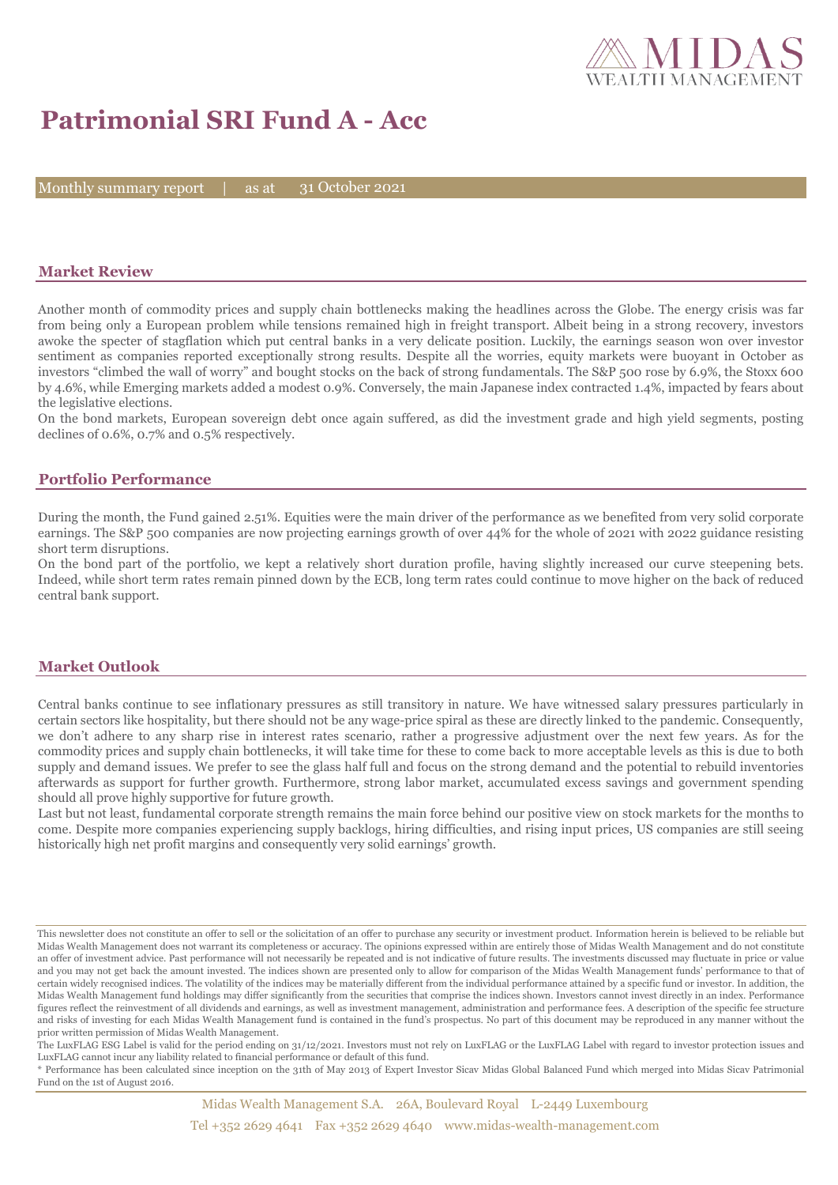# Patrimonial SRI Fund A - Acc

Monthly summary report | as at 31 October 2021

## Market Review

Another month of commodity prices and supply chain bottlenecks making the headlines across the Globe. The energy crisis was far from being only a European problem while tensions remained high in freight transport. Albeit being in a strong recovery, investors awoke the specter of stagflation which put central banks in a very delicate position. Luckily, the earnings season won over investor sentiment as companies reported exceptionally strong results. Despite all the worries, equity markets were buoyant in October as investors "climbed the wall of worry" and bought stocks on the back of strong fundamentals. The S&P 500 rose by 6.9%, the Stoxx 600 by 4.6%, while Emerging markets added a modest 0.9%. Conversely, the main Japanese index contracted 1.4%, impacted by fears about the legislative elections.

On the bond markets, European sovereign debt once again suffered, as did the investment grade and high yield segments, posting declines of 0.6%, 0.7% and 0.5% respectively.

## Portfolio Performance

During the month, the Fund gained 2.51%. Equities were the main driver of the performance as we benefited from very solid corporate earnings. The S&P 500 companies are now projecting earnings growth of over 44% for the whole of 2021 with 2022 guidance resisting short term disruptions.

On the bond part of the portfolio, we kept a relatively short duration profile, having slightly increased our curve steepening bets. Indeed, while short term rates remain pinned down by the ECB, long term rates could continue to move higher on the back of reduced central bank support.

## Market Outlook

Central banks continue to see inflationary pressures as still transitory in nature. We have witnessed salary pressures particularly in certain sectors like hospitality, but there should not be any wage-price spiral as these are directly linked to the pandemic. Consequently, we don't adhere to any sharp rise in interest rates scenario, rather a progressive adjustment over the next few years. As for the commodity prices and supply chain bottlenecks, it will take time for these to come back to more acceptable levels as this is due to both supply and demand issues. We prefer to see the glass half full and focus on the strong demand and the potential to rebuild inventories afterwards as support for further growth. Furthermore, strong labor market, accumulated excess savings and government spending should all prove highly supportive for future growth.

Last but not least, fundamental corporate strength remains the main force behind our positive view on stock markets for the months to come. Despite more companies experiencing supply backlogs, hiring difficulties, and rising input prices, US companies are still seeing historically high net profit margins and consequently very solid earnings' growth.

This newsletter does not constitute an offer to sell or the solicitation of an offer to purchase any security or investment product. Information herein is believed to be reliable but Midas Wealth Management does not warrant its completeness or accuracy. The opinions expressed within are entirely those of Midas Wealth Management and do not constitute an offer of investment advice. Past performance will not necessarily be repeated and is not indicative of future results. The investments discussed may fluctuate in price or value and you may not get back the amount invested. The indices shown are presented only to allow for comparison of the Midas Wealth Management funds' performance to that of certain widely recognised indices. The volatility of the indices may be materially different from the individual performance attained by a specific fund or investor. In addition, the Midas Wealth Management fund holdings may differ significantly from the securities that comprise the indices shown. Investors cannot invest directly in an index. Performance figures reflect the reinvestment of all dividends and earnings, as well as investment management, administration and performance fees. A description of the specific fee structure and risks of investing for each Midas Wealth Management fund is contained in the fund's prospectus. No part of this document may be reproduced in any manner without the prior written permission of Midas Wealth Management.

The LuxFLAG ESG Label is valid for the period ending on 31/12/2021. Investors must not rely on LuxFLAG or the LuxFLAG Label with regard to investor protection issues and LuxFLAG cannot incur any liability related to financial performance or default of this fund.

* Performance has been calculated since inception on the 31th of May 2013 of Expert Investor Sicav Midas Global Balanced Fund which merged into Midas Sicav Patrimonial Fund on the 1st of August 2016.

Midas Wealth Management S.A. 26A, Boulevard Royal L-2449 Luxembourg

Tel +352 2629 4641 Fax +352 2629 4640 www.midas-wealth-management.com